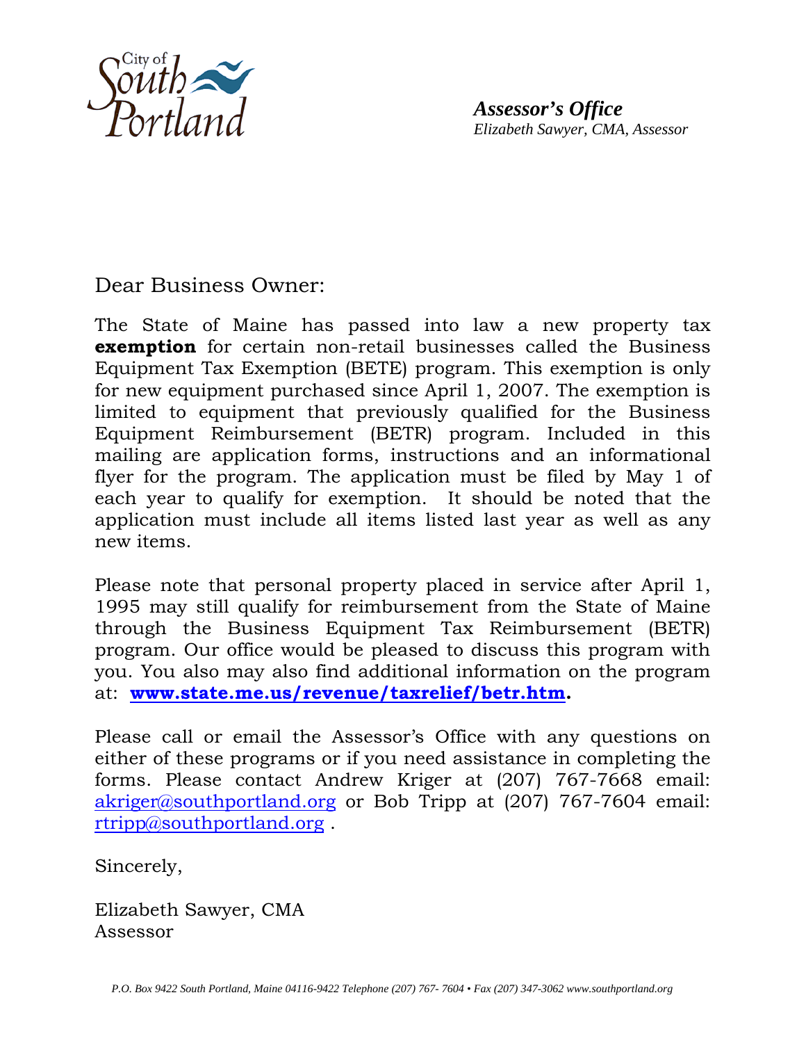City of South Portland

***Assessor's Office***
*Elizabeth Sawyer, CMA, Assessor*

Dear Business Owner:

The State of Maine has passed into law a new property tax **exemption** for certain non-retail businesses called the Business Equipment Tax Exemption (BETE) program. This exemption is only for new equipment purchased since April 1, 2007. The exemption is limited to equipment that previously qualified for the Business Equipment Reimbursement (BETR) program. Included in this mailing are application forms, instructions and an informational flyer for the program. The application must be filed by May 1 of each year to qualify for exemption. It should be noted that the application must include all items listed last year as well as any new items.

Please note that personal property placed in service after April 1, 1995 may still qualify for reimbursement from the State of Maine through the Business Equipment Tax Reimbursement (BETR) program. Our office would be pleased to discuss this program with you. You also may also find additional information on the program at: **www.state.me.us/revenue/taxrelief/betr.htm.**

Please call or email the Assessor's Office with any questions on either of these programs or if you need assistance in completing the forms. Please contact Andrew Kriger at (207) 767-7668 email: akriger@southportland.org or Bob Tripp at (207) 767-7604 email: rtripp@southportland.org .

Sincerely,

Elizabeth Sawyer, CMA
Assessor

*P.O. Box 9422 South Portland, Maine 04116-9422 Telephone (207) 767- 7604 • Fax (207) 347-3062 www.southportland.org*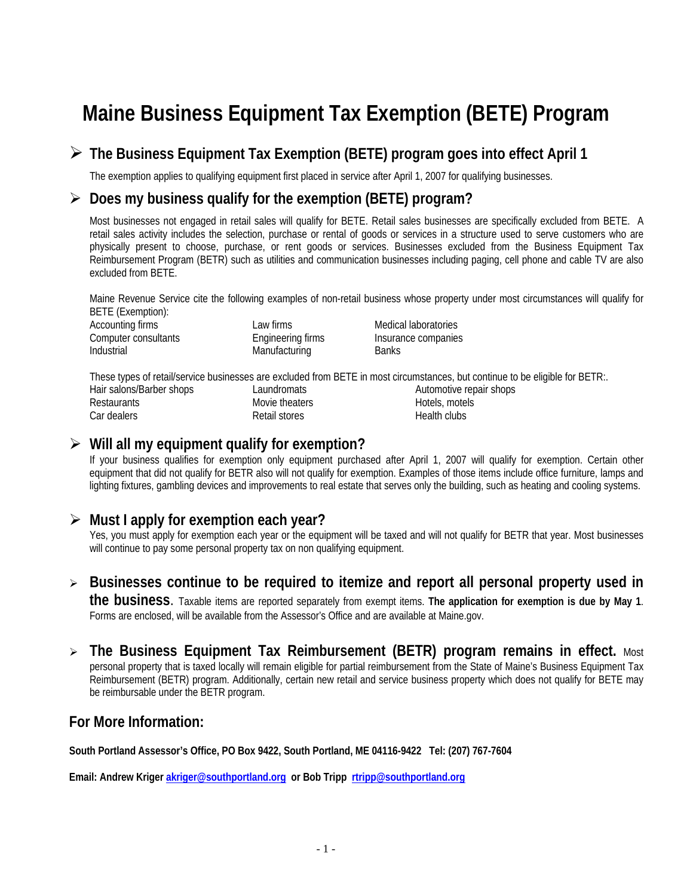# Maine Business Equipment Tax Exemption (BETE) Program

## The Business Equipment Tax Exemption (BETE) program goes into effect April 1

The exemption applies to qualifying equipment first placed in service after April 1, 2007 for qualifying businesses.

## Does my business qualify for the exemption (BETE) program?

Most businesses not engaged in retail sales will qualify for BETE. Retail sales businesses are specifically excluded from BETE. A retail sales activity includes the selection, purchase or rental of goods or services in a structure used to serve customers who are physically present to choose, purchase, or rent goods or services. Businesses excluded from the Business Equipment Tax Reimbursement Program (BETR) such as utilities and communication businesses including paging, cell phone and cable TV are also excluded from BETE.

Maine Revenue Service cite the following examples of non-retail business whose property under most circumstances will qualify for BETE (Exemption):

| | | |
|---|---|---|
| Accounting firms | Law firms | Medical laboratories |
| Computer consultants | Engineering firms | Insurance companies |
| Industrial | Manufacturing | Banks |

These types of retail/service businesses are excluded from BETE in most circumstances, but continue to be eligible for BETR:.

| | | |
|---|---|---|
| Hair salons/Barber shops | Laundromats | Automotive repair shops |
| Restaurants | Movie theaters | Hotels, motels |
| Car dealers | Retail stores | Health clubs |

## Will all my equipment qualify for exemption?

If your business qualifies for exemption only equipment purchased after April 1, 2007 will qualify for exemption. Certain other equipment that did not qualify for BETR also will not qualify for exemption. Examples of those items include office furniture, lamps and lighting fixtures, gambling devices and improvements to real estate that serves only the building, such as heating and cooling systems.

## Must I apply for exemption each year?

Yes, you must apply for exemption each year or the equipment will be taxed and will not qualify for BETR that year. Most businesses will continue to pay some personal property tax on non qualifying equipment.

## Businesses continue to be required to itemize and report all personal property used in the business.

Taxable items are reported separately from exempt items. **The application for exemption is due by May 1**. Forms are enclosed, will be available from the Assessor's Office and are available at Maine.gov.

## The Business Equipment Tax Reimbursement (BETR) program remains in effect.

Most personal property that is taxed locally will remain eligible for partial reimbursement from the State of Maine's Business Equipment Tax Reimbursement (BETR) program. Additionally, certain new retail and service business property which does not qualify for BETE may be reimbursable under the BETR program.

## For More Information:

**South Portland Assessor's Office, PO Box 9422, South Portland, ME 04116-9422 Tel: (207) 767-7604**

**Email: Andrew Kriger akriger@southportland.org or Bob Tripp rtripp@southportland.org**